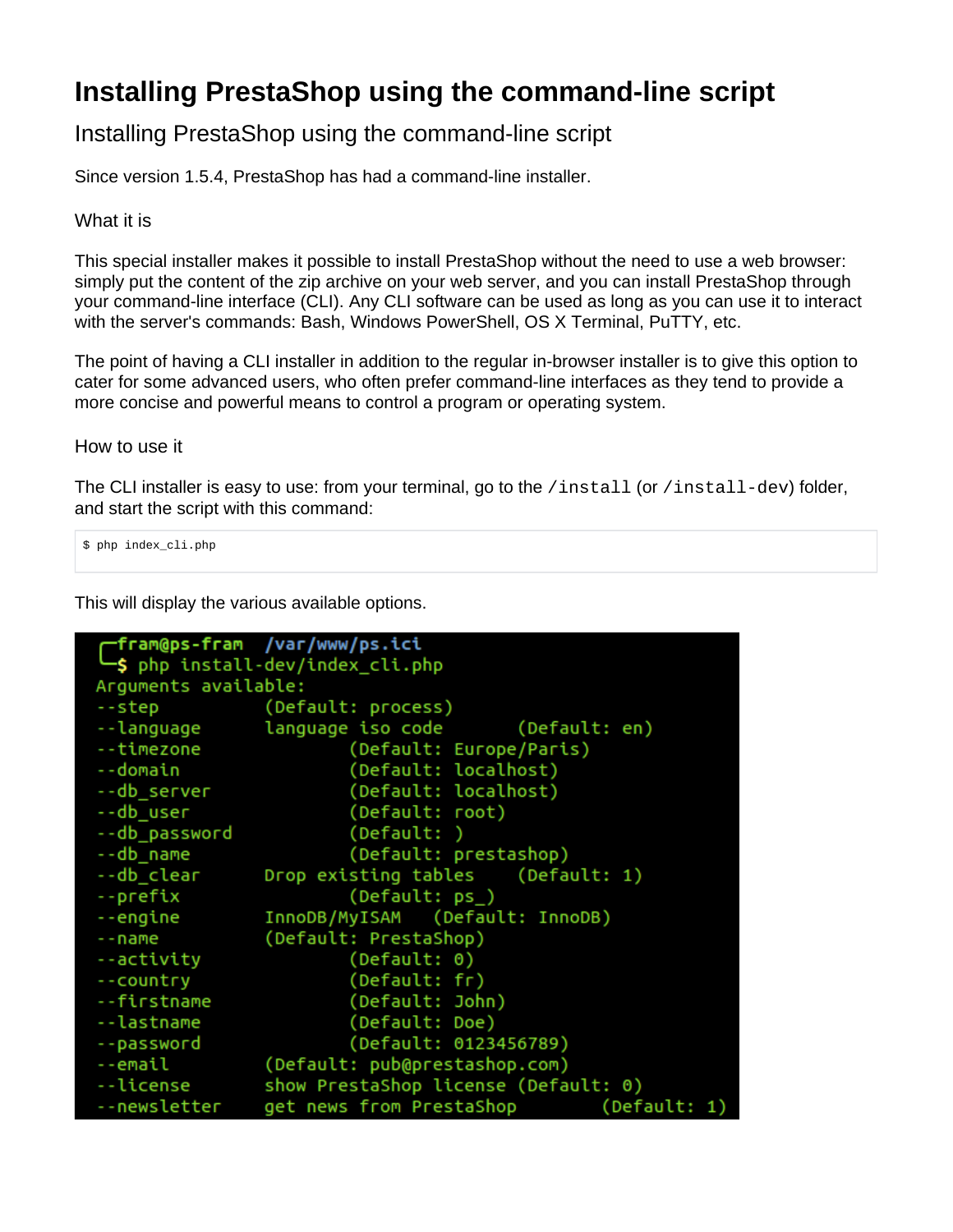# Installing PrestaShop using the command-line script

## Installing PrestaShop using the command-line script

Since version 1.5.4, PrestaShop has had a command-line installer.

### What it is

This special installer makes it possible to install PrestaShop without the need to use a web browser: simply put the content of the zip archive on your web server, and you can install PrestaShop through your command-line interface (CLI). Any CLI software can be used as long as you can use it to interact with the server's commands: Bash, Windows PowerShell, OS X Terminal, PuTTY, etc.

The point of having a CLI installer in addition to the regular in-browser installer is to give this option to cater for some advanced users, who often prefer command-line interfaces as they tend to provide a more concise and powerful means to control a program or operating system.

### How to use it

The CLI installer is easy to use: from your terminal, go to the `/install` (or `/install-dev`) folder, and start the script with this command:

```
$ php index_cli.php
```

This will display the various available options.

```
┌fram@ps-fram  /var/www/ps.ici
└$ php install-dev/index_cli.php
Arguments available:
--step          (Default: process)
--language      language iso code       (Default: en)
--timezone              (Default: Europe/Paris)
--domain                (Default: localhost)
--db_server             (Default: localhost)
--db_user               (Default: root)
--db_password           (Default: )
--db_name               (Default: prestashop)
--db_clear      Drop existing tables    (Default: 1)
--prefix                (Default: ps_)
--engine        InnoDB/MyISAM   (Default: InnoDB)
--name          (Default: PrestaShop)
--activity              (Default: 0)
--country               (Default: fr)
--firstname             (Default: John)
--lastname              (Default: Doe)
--password              (Default: 0123456789)
--email         (Default: pub@prestashop.com)
--license       show PrestaShop license (Default: 0)
--newsletter    get news from PrestaShop        (Default: 1)
```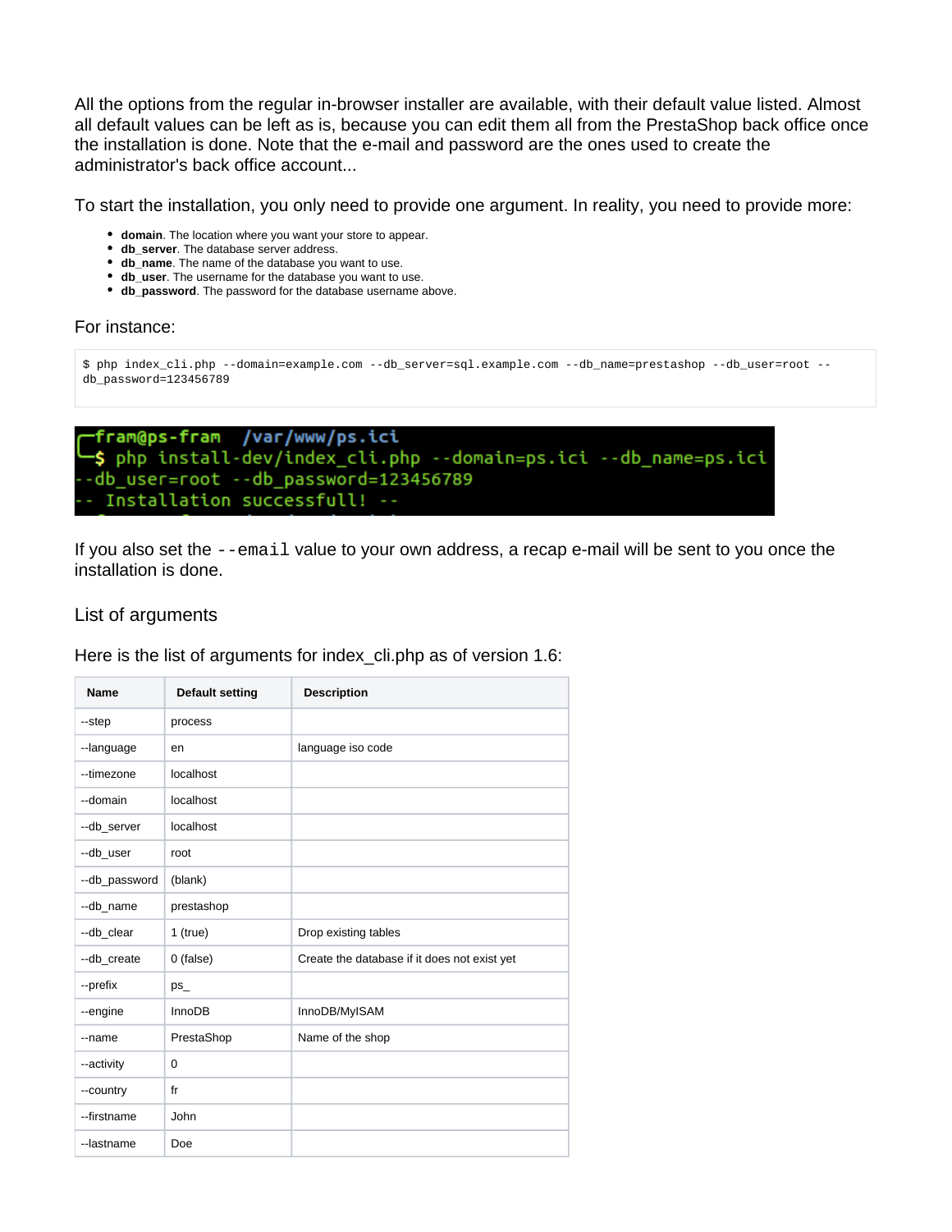All the options from the regular in-browser installer are available, with their default value listed. Almost all default values can be left as is, because you can edit them all from the PrestaShop back office once the installation is done. Note that the e-mail and password are the ones used to create the administrator's back office account...

To start the installation, you only need to provide one argument. In reality, you need to provide more:

- **domain**. The location where you want your store to appear.
- **db_server**. The database server address.
- **db_name**. The name of the database you want to use.
- **db_user**. The username for the database you want to use.
- **db_password**. The password for the database username above.

For instance:

```
$ php index_cli.php --domain=example.com --db_server=sql.example.com --db_name=prestashop --db_user=root --db_password=123456789
```

```
┌fram@ps-fram  /var/www/ps.ici
└$ php install-dev/index_cli.php --domain=ps.ici --db_name=ps.ici --db_user=root --db_password=123456789
-- Installation successfull! --
```

If you also set the `--email` value to your own address, a recap e-mail will be sent to you once the installation is done.

## List of arguments

Here is the list of arguments for index_cli.php as of version 1.6:

| Name | Default setting | Description |
|---|---|---|
| --step | process | |
| --language | en | language iso code |
| --timezone | localhost | |
| --domain | localhost | |
| --db_server | localhost | |
| --db_user | root | |
| --db_password | (blank) | |
| --db_name | prestashop | |
| --db_clear | 1 (true) | Drop existing tables |
| --db_create | 0 (false) | Create the database if it does not exist yet |
| --prefix | ps_ | |
| --engine | InnoDB | InnoDB/MyISAM |
| --name | PrestaShop | Name of the shop |
| --activity | 0 | |
| --country | fr | |
| --firstname | John | |
| --lastname | Doe | |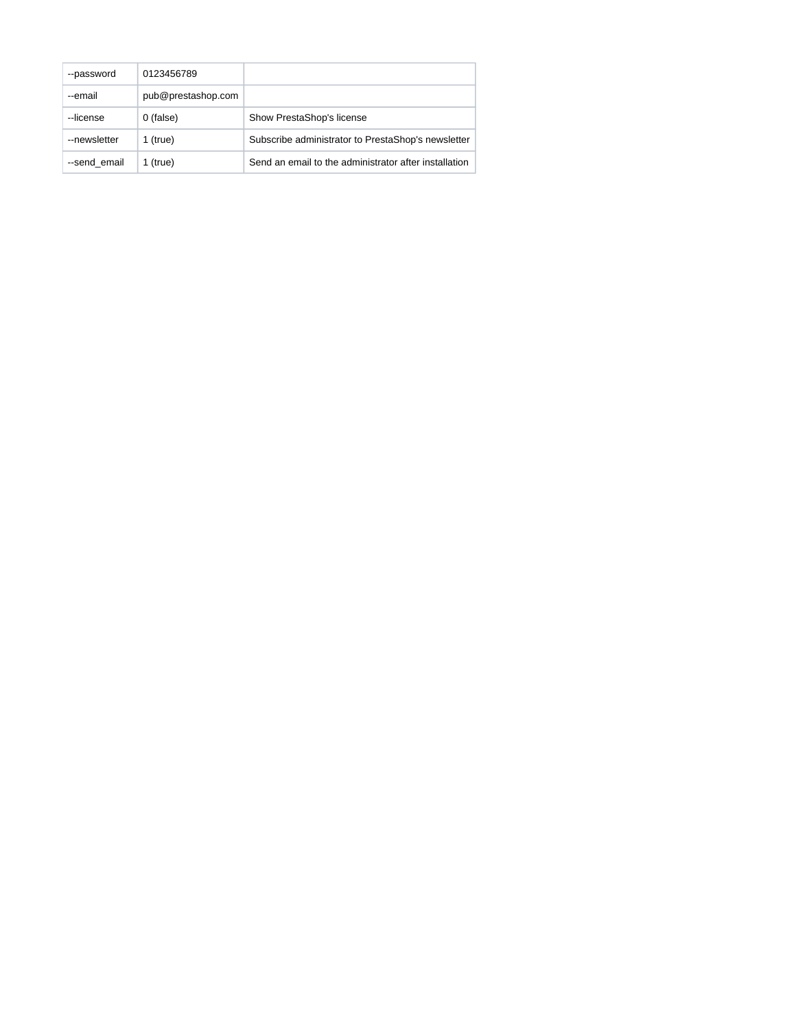| | | |
|---|---|---|
| --password | 0123456789 | |
| --email | pub@prestashop.com | |
| --license | 0 (false) | Show PrestaShop's license |
| --newsletter | 1 (true) | Subscribe administrator to PrestaShop's newsletter |
| --send_email | 1 (true) | Send an email to the administrator after installation |